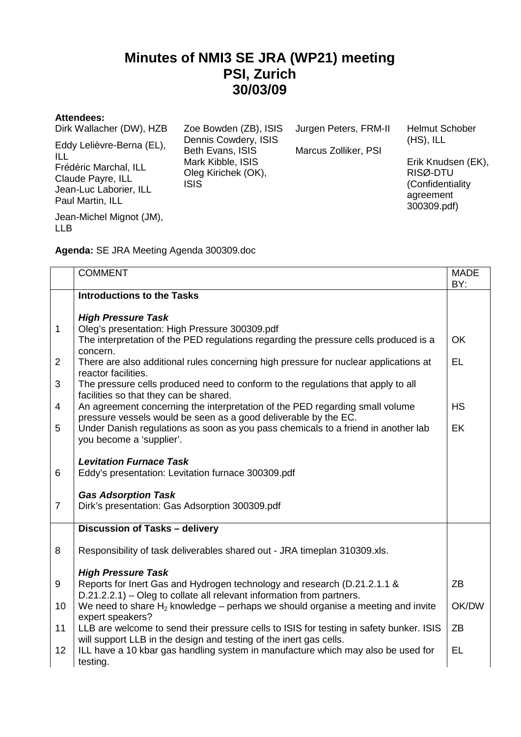# Minutes of NMI3 SE JRA (WP21) meeting
# PSI, Zurich
# 30/03/09

**Attendees:**

Dirk Wallacher (DW), HZB

Eddy Lelièvre-Berna (EL), ILL

Frédéric Marchal, ILL

Claude Payre, ILL

Jean-Luc Laborier, ILL

Paul Martin, ILL

Jean-Michel Mignot (JM), LLB

Zoe Bowden (ZB), ISIS

Dennis Cowdery, ISIS

Beth Evans, ISIS

Mark Kibble, ISIS

Oleg Kirichek (OK), ISIS

Jurgen Peters, FRM-II

Marcus Zolliker, PSI

Helmut Schober (HS), ILL

Erik Knudsen (EK), RISØ-DTU (Confidentiality agreement 300309.pdf)

**Agenda:** SE JRA Meeting Agenda 300309.doc

| | COMMENT | MADE BY: |
|---|---|---|
| | **Introductions to the Tasks** | |
| | ***High Pressure Task*** | |
| 1 | Oleg's presentation: High Pressure 300309.pdf<br>The interpretation of the PED regulations regarding the pressure cells produced is a concern. | OK |
| 2 | There are also additional rules concerning high pressure for nuclear applications at reactor facilities. | EL |
| 3 | The pressure cells produced need to conform to the regulations that apply to all facilities so that they can be shared. | |
| 4 | An agreement concerning the interpretation of the PED regarding small volume pressure vessels would be seen as a good deliverable by the EC. | HS |
| 5 | Under Danish regulations as soon as you pass chemicals to a friend in another lab you become a 'supplier'. | EK |
| | ***Levitation Furnace Task*** | |
| 6 | Eddy's presentation: Levitation furnace 300309.pdf | |
| | ***Gas Adsorption Task*** | |
| 7 | Dirk's presentation: Gas Adsorption 300309.pdf | |
| | **Discussion of Tasks – delivery** | |
| 8 | Responsibility of task deliverables shared out - JRA timeplan 310309.xls. | |
| | ***High Pressure Task*** | |
| 9 | Reports for Inert Gas and Hydrogen technology and research (D.21.2.1.1 & D.21.2.2.1) – Oleg to collate all relevant information from partners. | ZB |
| 10 | We need to share $H_2$ knowledge – perhaps we should organise a meeting and invite expert speakers? | OK/DW |
| 11 | LLB are welcome to send their pressure cells to ISIS for testing in safety bunker. ISIS will support LLB in the design and testing of the inert gas cells. | ZB |
| 12 | ILL have a 10 kbar gas handling system in manufacture which may also be used for testing. | EL |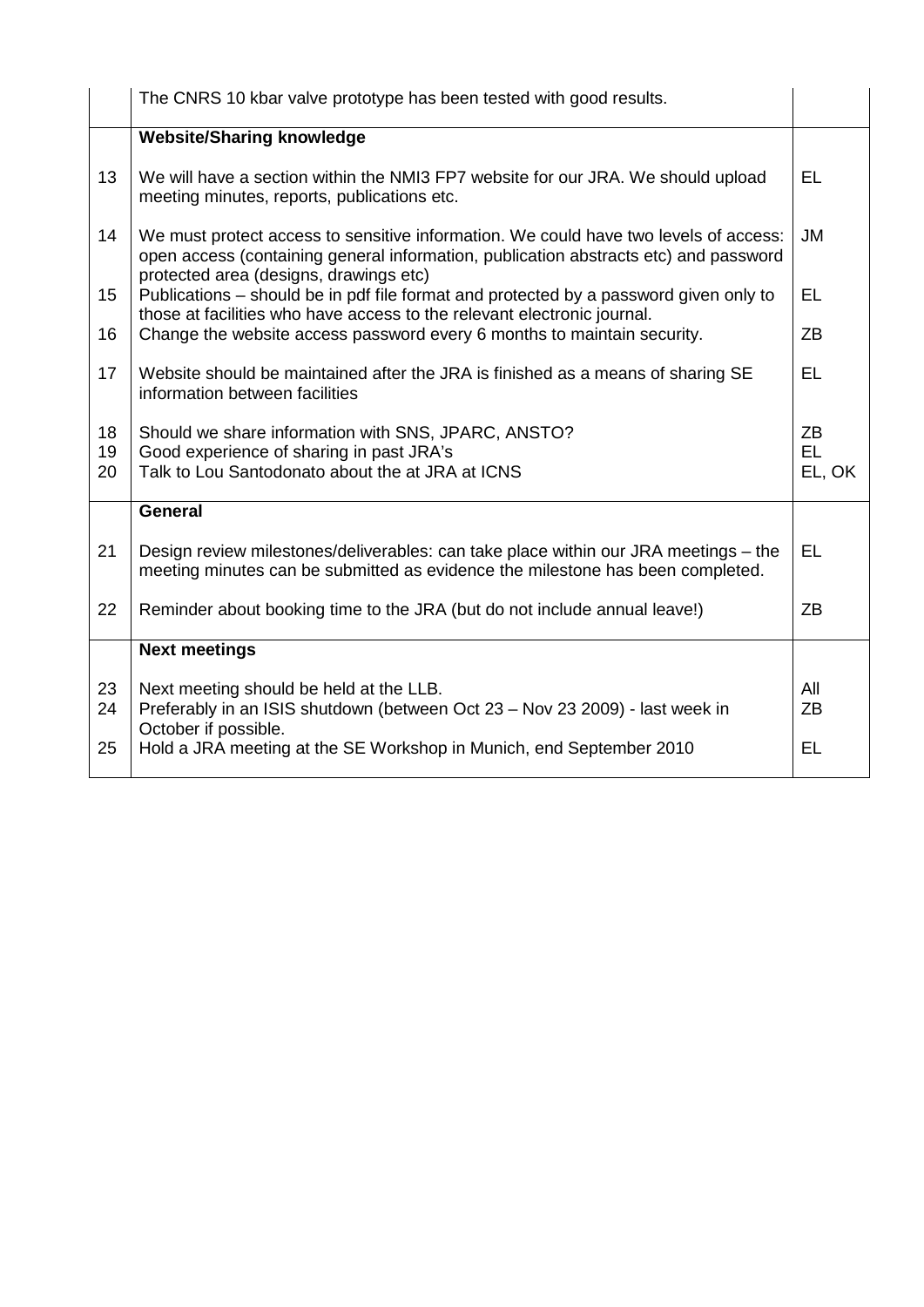| | | |
|---|---|---|
| | The CNRS 10 kbar valve prototype has been tested with good results. | |
| | **Website/Sharing knowledge** | |
| 13 | We will have a section within the NMI3 FP7 website for our JRA. We should upload meeting minutes, reports, publications etc. | EL |
| 14 | We must protect access to sensitive information. We could have two levels of access: open access (containing general information, publication abstracts etc) and password protected area (designs, drawings etc) | JM |
| 15 | Publications – should be in pdf file format and protected by a password given only to those at facilities who have access to the relevant electronic journal. | EL |
| 16 | Change the website access password every 6 months to maintain security. | ZB |
| 17 | Website should be maintained after the JRA is finished as a means of sharing SE information between facilities | EL |
| 18 | Should we share information with SNS, JPARC, ANSTO? | ZB |
| 19 | Good experience of sharing in past JRA's | EL |
| 20 | Talk to Lou Santodonato about the at JRA at ICNS | EL, OK |
| | **General** | |
| 21 | Design review milestones/deliverables: can take place within our JRA meetings – the meeting minutes can be submitted as evidence the milestone has been completed. | EL |
| 22 | Reminder about booking time to the JRA (but do not include annual leave!) | ZB |
| | **Next meetings** | |
| 23 | Next meeting should be held at the LLB. | All |
| 24 | Preferably in an ISIS shutdown (between Oct 23 – Nov 23 2009) - last week in October if possible. | ZB |
| 25 | Hold a JRA meeting at the SE Workshop in Munich, end September 2010 | EL |